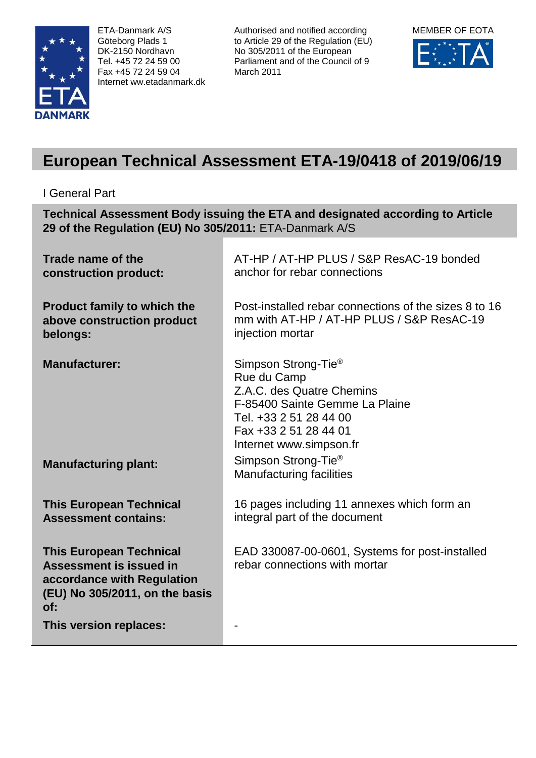ETA-Danmark A/S
Göteborg Plads 1
DK-2150 Nordhavn
Tel. +45 72 24 59 00
Fax +45 72 24 59 04
Internet ww.etadanmark.dk

Authorised and notified according to Article 29 of the Regulation (EU) No 305/2011 of the European Parliament and of the Council of 9 March 2011

MEMBER OF EOTA

# European Technical Assessment ETA-19/0418 of 2019/06/19

I General Part

| **Technical Assessment Body issuing the ETA and designated according to Article 29 of the Regulation (EU) No 305/2011:** ETA-Danmark A/S | |
|---|---|
| **Trade name of the construction product:** | AT-HP / AT-HP PLUS / S&P ResAC-19 bonded anchor for rebar connections |
| **Product family to which the above construction product belongs:** | Post-installed rebar connections of the sizes 8 to 16 mm with AT-HP / AT-HP PLUS / S&P ResAC-19 injection mortar |
| **Manufacturer:** | Simpson Strong-Tie®<br>Rue du Camp<br>Z.A.C. des Quatre Chemins<br>F-85400 Sainte Gemme La Plaine<br>Tel. +33 2 51 28 44 00<br>Fax +33 2 51 28 44 01<br>Internet www.simpson.fr |
| **Manufacturing plant:** | Simpson Strong-Tie®<br>Manufacturing facilities |
| **This European Technical Assessment contains:** | 16 pages including 11 annexes which form an integral part of the document |
| **This European Technical Assessment is issued in accordance with Regulation (EU) No 305/2011, on the basis of:** | EAD 330087-00-0601, Systems for post-installed rebar connections with mortar |
| **This version replaces:** | - |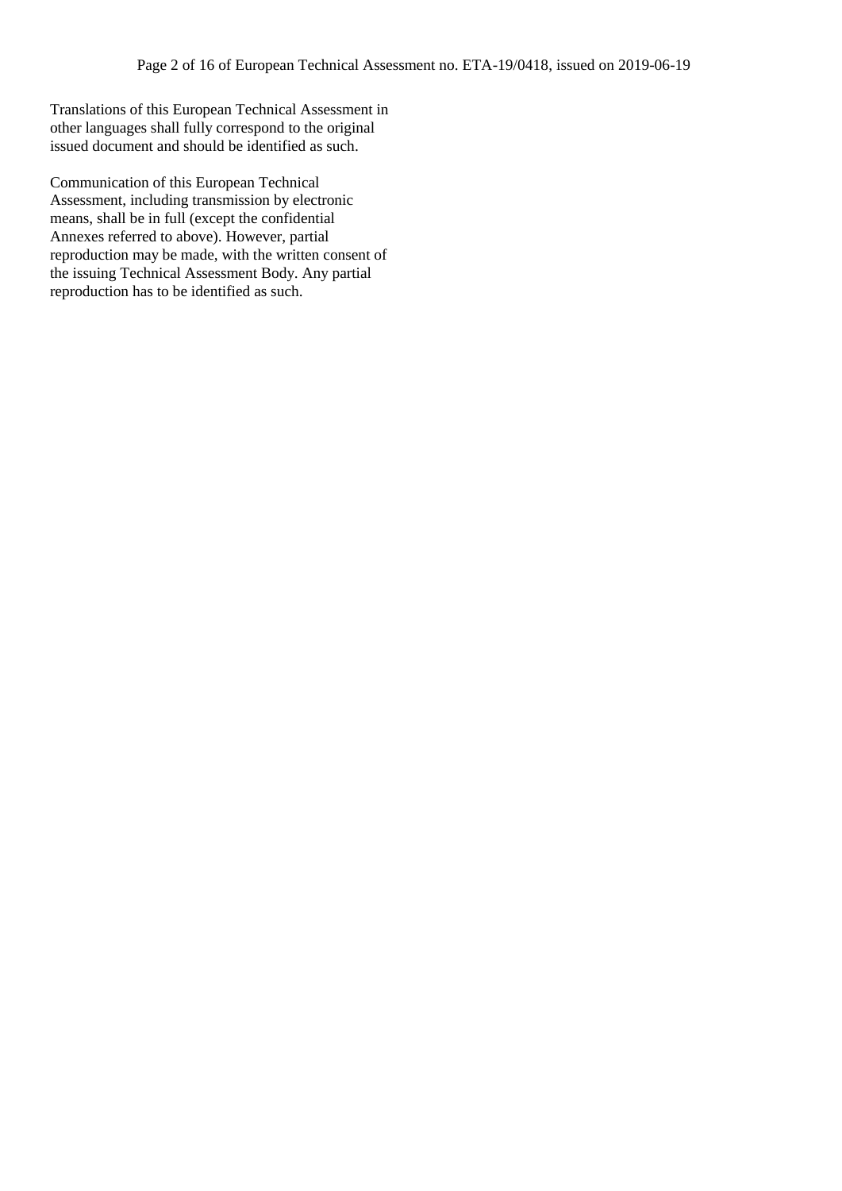Translations of this European Technical Assessment in other languages shall fully correspond to the original issued document and should be identified as such.

Communication of this European Technical Assessment, including transmission by electronic means, shall be in full (except the confidential Annexes referred to above). However, partial reproduction may be made, with the written consent of the issuing Technical Assessment Body. Any partial reproduction has to be identified as such.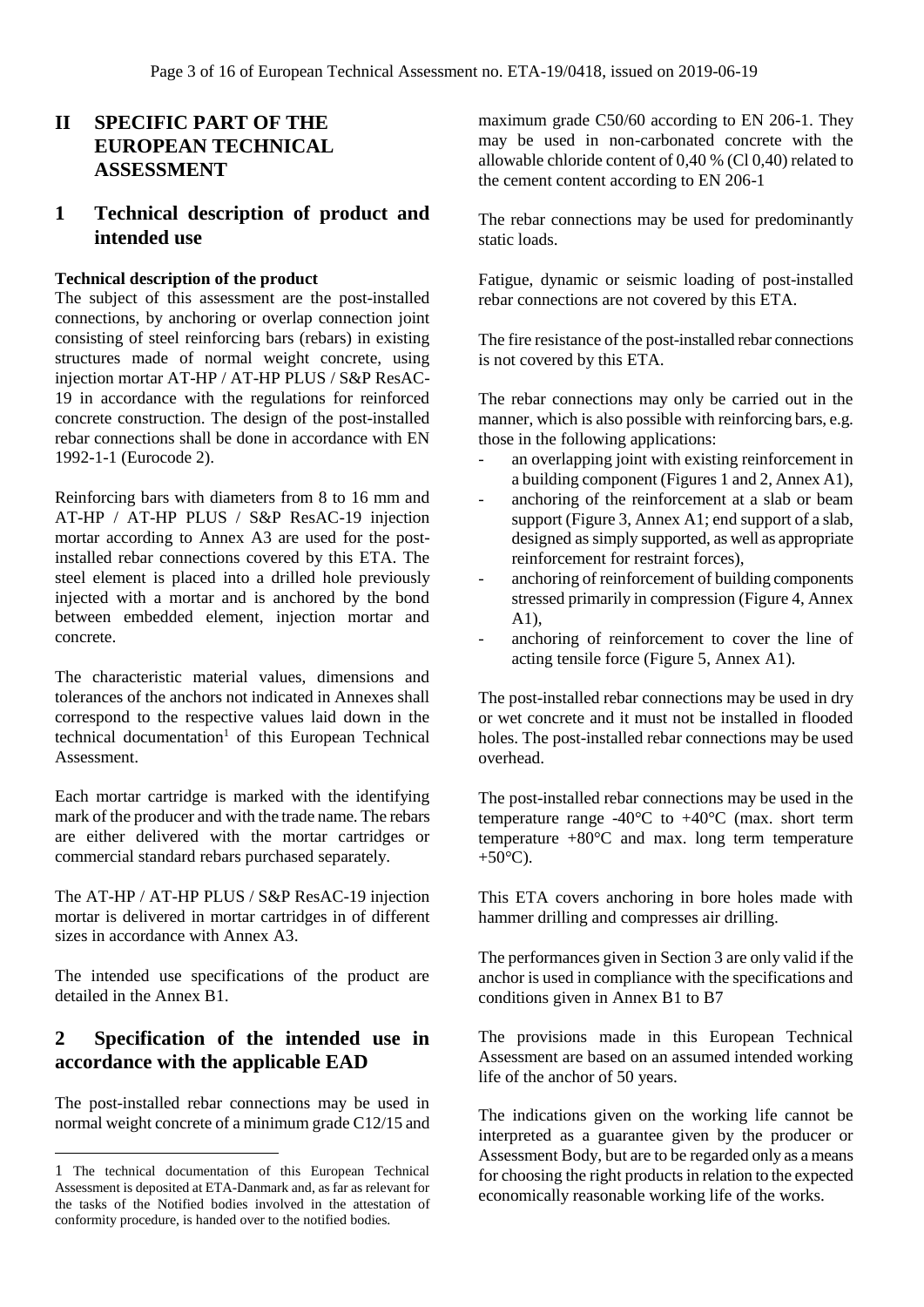# II SPECIFIC PART OF THE EUROPEAN TECHNICAL ASSESSMENT

## 1 Technical description of product and intended use

**Technical description of the product**

The subject of this assessment are the post-installed connections, by anchoring or overlap connection joint consisting of steel reinforcing bars (rebars) in existing structures made of normal weight concrete, using injection mortar AT-HP / AT-HP PLUS / S&P ResAC-19 in accordance with the regulations for reinforced concrete construction. The design of the post-installed rebar connections shall be done in accordance with EN 1992-1-1 (Eurocode 2).

Reinforcing bars with diameters from 8 to 16 mm and AT-HP / AT-HP PLUS / S&P ResAC-19 injection mortar according to Annex A3 are used for the post-installed rebar connections covered by this ETA. The steel element is placed into a drilled hole previously injected with a mortar and is anchored by the bond between embedded element, injection mortar and concrete.

The characteristic material values, dimensions and tolerances of the anchors not indicated in Annexes shall correspond to the respective values laid down in the technical documentation[1] of this European Technical Assessment.

Each mortar cartridge is marked with the identifying mark of the producer and with the trade name. The rebars are either delivered with the mortar cartridges or commercial standard rebars purchased separately.

The AT-HP / AT-HP PLUS / S&P ResAC-19 injection mortar is delivered in mortar cartridges in of different sizes in accordance with Annex A3.

The intended use specifications of the product are detailed in the Annex B1.

## 2 Specification of the intended use in accordance with the applicable EAD

The post-installed rebar connections may be used in normal weight concrete of a minimum grade C12/15 and maximum grade C50/60 according to EN 206-1. They may be used in non-carbonated concrete with the allowable chloride content of 0,40 % (Cl 0,40) related to the cement content according to EN 206-1

The rebar connections may be used for predominantly static loads.

Fatigue, dynamic or seismic loading of post-installed rebar connections are not covered by this ETA.

The fire resistance of the post-installed rebar connections is not covered by this ETA.

The rebar connections may only be carried out in the manner, which is also possible with reinforcing bars, e.g. those in the following applications:

- an overlapping joint with existing reinforcement in a building component (Figures 1 and 2, Annex A1),
- anchoring of the reinforcement at a slab or beam support (Figure 3, Annex A1; end support of a slab, designed as simply supported, as well as appropriate reinforcement for restraint forces),
- anchoring of reinforcement of building components stressed primarily in compression (Figure 4, Annex A1),
- anchoring of reinforcement to cover the line of acting tensile force (Figure 5, Annex A1).

The post-installed rebar connections may be used in dry or wet concrete and it must not be installed in flooded holes. The post-installed rebar connections may be used overhead.

The post-installed rebar connections may be used in the temperature range -40°C to +40°C (max. short term temperature +80°C and max. long term temperature +50°C).

This ETA covers anchoring in bore holes made with hammer drilling and compresses air drilling.

The performances given in Section 3 are only valid if the anchor is used in compliance with the specifications and conditions given in Annex B1 to B7

The provisions made in this European Technical Assessment are based on an assumed intended working life of the anchor of 50 years.

The indications given on the working life cannot be interpreted as a guarantee given by the producer or Assessment Body, but are to be regarded only as a means for choosing the right products in relation to the expected economically reasonable working life of the works.

---

[1] The technical documentation of this European Technical Assessment is deposited at ETA-Danmark and, as far as relevant for the tasks of the Notified bodies involved in the attestation of conformity procedure, is handed over to the notified bodies.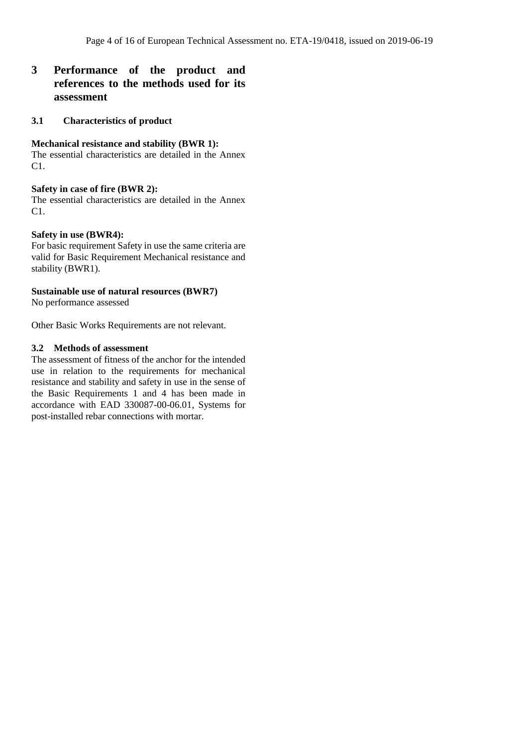# 3 Performance of the product and references to the methods used for its assessment

## 3.1 Characteristics of product

**Mechanical resistance and stability (BWR 1):**
The essential characteristics are detailed in the Annex C1.

**Safety in case of fire (BWR 2):**
The essential characteristics are detailed in the Annex C1.

**Safety in use (BWR4):**
For basic requirement Safety in use the same criteria are valid for Basic Requirement Mechanical resistance and stability (BWR1).

**Sustainable use of natural resources (BWR7)**
No performance assessed

Other Basic Works Requirements are not relevant.

## 3.2 Methods of assessment

The assessment of fitness of the anchor for the intended use in relation to the requirements for mechanical resistance and stability and safety in use in the sense of the Basic Requirements 1 and 4 has been made in accordance with EAD 330087-00-06.01, Systems for post-installed rebar connections with mortar.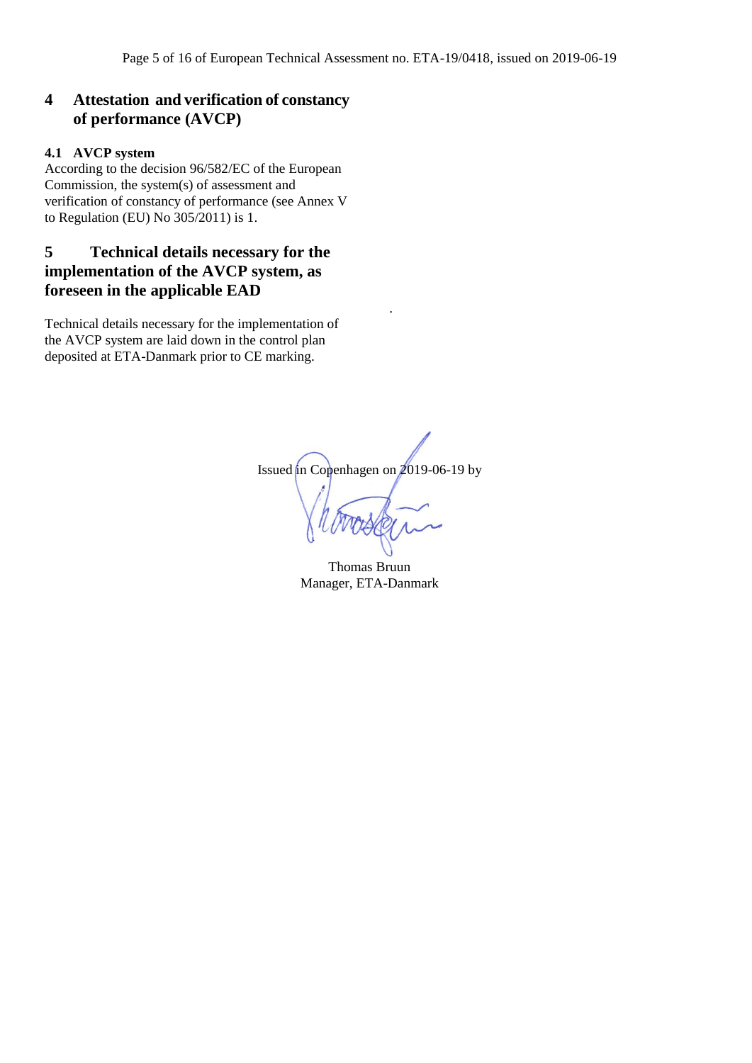## 4 Attestation and verification of constancy of performance (AVCP)

### 4.1 AVCP system

According to the decision 96/582/EC of the European Commission, the system(s) of assessment and verification of constancy of performance (see Annex V to Regulation (EU) No 305/2011) is 1.

## 5 Technical details necessary for the implementation of the AVCP system, as foreseen in the applicable EAD

Technical details necessary for the implementation of the AVCP system are laid down in the control plan deposited at ETA-Danmark prior to CE marking.

Issued in Copenhagen on 2019-06-19 by

Thomas Bruun
Manager, ETA-Danmark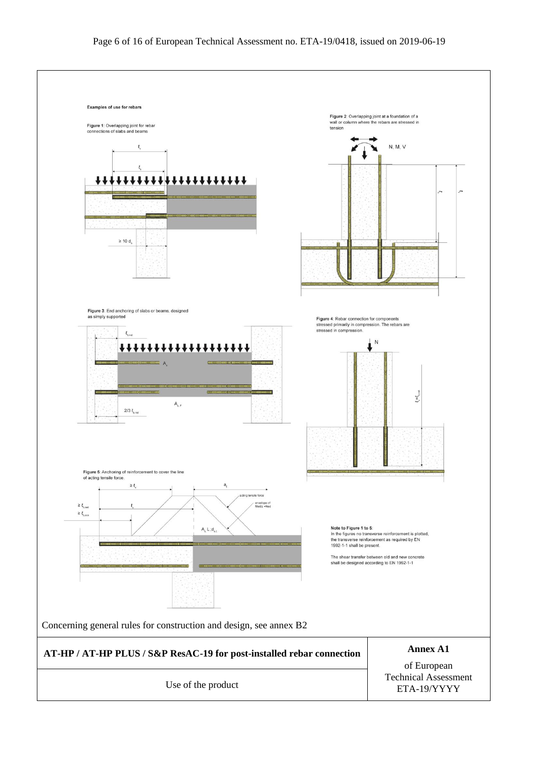**Examples of use for rebars**

Figure 1: Overlapping joint for rebar connections of slabs and beams

Figure 2: Overlapping joint at a foundation of a wall or column where the rebars are stressed in tension

Figure 3: End anchoring of slabs or beams, designed as simply supported

Figure 4: Rebar connection for components stressed primarily in compression. The rebars are stressed in compression.

Figure 5: Anchoring of reinforcement to cover the line of acting tensile force.

**Note to Figure 1 to 5:**
In the figures no transverse reinforcement is plotted, the transverse reinforcement as required by EN 1992-1-1 shall be present.

The shear transfer between old and new concrete shall be designed according to EN 1992-1-1

Concerning general rules for construction and design, see annex B2

| **AT-HP / AT-HP PLUS / S&P ResAC-19 for post-installed rebar connection** | **Annex A1** of European Technical Assessment ETA-19/YYYY |
| --- | --- |
| Use of the product | |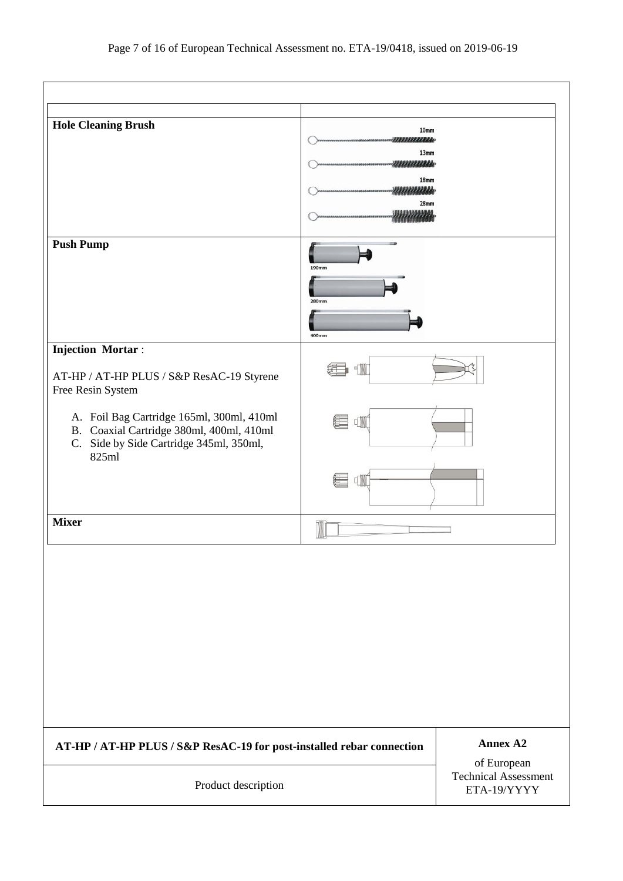| | |
|---|---|
| **Hole Cleaning Brush** | 10mm<br>13mm<br>18mm<br>28mm |
| **Push Pump** | 190mm<br>280mm<br>400mm |
| **Injection Mortar** :<br><br>AT-HP / AT-HP PLUS / S&P ResAC-19 Styrene Free Resin System<br><br>A. Foil Bag Cartridge 165ml, 300ml, 410ml<br>B. Coaxial Cartridge 380ml, 400ml, 410ml<br>C. Side by Side Cartridge 345ml, 350ml, 825ml | |
| **Mixer** | |

| | |
|---|---|
| **AT-HP / AT-HP PLUS / S&P ResAC-19 for post-installed rebar connection** | **Annex A2**<br>of European Technical Assessment ETA-19/YYYY |
| Product description | |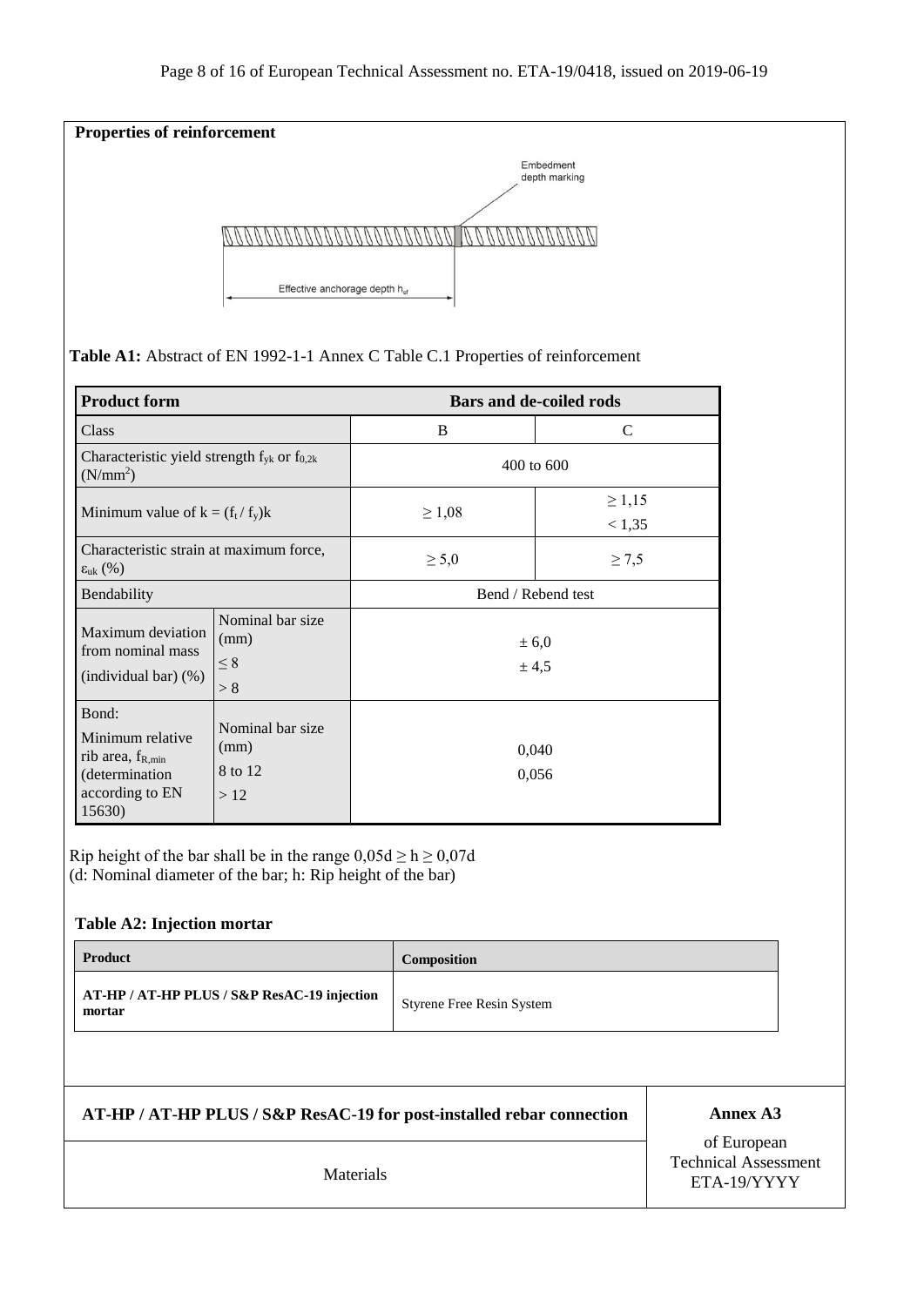**Properties of reinforcement**

Embedment depth marking

Effective anchorage depth $h_{ef}$

**Table A1:** Abstract of EN 1992-1-1 Annex C Table C.1 Properties of reinforcement

| Product form | | Bars and de-coiled rods | |
|---|---|---|---|
| Class | | B | C |
| Characteristic yield strength $f_{yk}$ or $f_{0,2k}$ ($N/mm^2$) | | 400 to 600 | |
| Minimum value of $k = (f_t / f_y)k$ | | $\geq 1,08$ | $\geq 1,15$ $< 1,35$ |
| Characteristic strain at maximum force, $\varepsilon_{uk}$ (%) | | $\geq 5,0$ | $\geq 7,5$ |
| Bendability | | Bend / Rebend test | |
| Maximum deviation from nominal mass (individual bar) (%) | Nominal bar size (mm) | | |
| | $\leq 8$ | $\pm 6,0$ | |
| | $> 8$ | $\pm 4,5$ | |
| Bond: Minimum relative rib area, $f_{R,min}$ (determination according to EN 15630) | Nominal bar size (mm) | | |
| | 8 to 12 | 0,040 | |
| | $> 12$ | 0,056 | |

Rip height of the bar shall be in the range $0,05d \geq h \geq 0,07d$
(d: Nominal diameter of the bar; h: Rip height of the bar)

**Table A2: Injection mortar**

| Product | Composition |
|---|---|
| **AT-HP / AT-HP PLUS / S&P ResAC-19 injection mortar** | Styrene Free Resin System |

| AT-HP / AT-HP PLUS / S&P ResAC-19 for post-installed rebar connection | Annex A3 of European Technical Assessment ETA-19/YYYY |
|---|---|
| Materials | |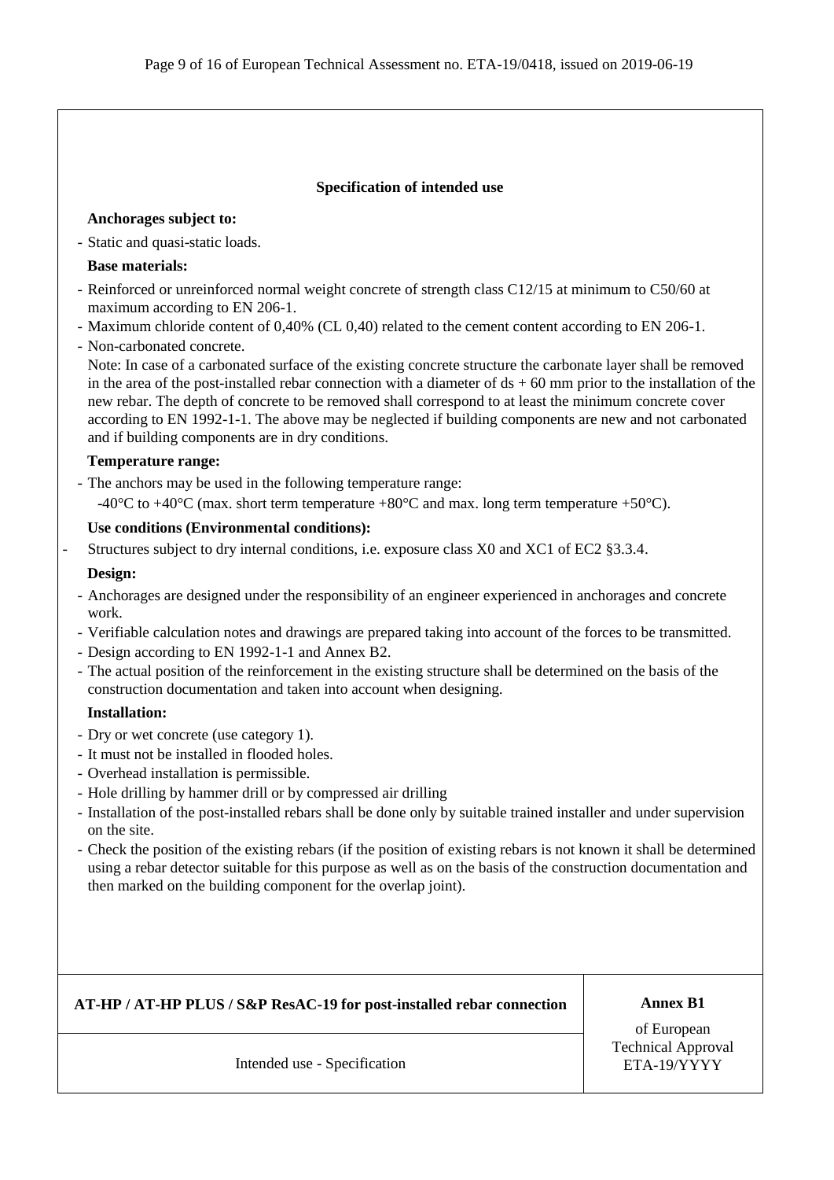## Specification of intended use

**Anchorages subject to:**

- Static and quasi-static loads.

**Base materials:**

- Reinforced or unreinforced normal weight concrete of strength class C12/15 at minimum to C50/60 at maximum according to EN 206-1.
- Maximum chloride content of 0,40% (CL 0,40) related to the cement content according to EN 206-1.
- Non-carbonated concrete.

  Note: In case of a carbonated surface of the existing concrete structure the carbonate layer shall be removed in the area of the post-installed rebar connection with a diameter of $d_s$ + 60 mm prior to the installation of the new rebar. The depth of concrete to be removed shall correspond to at least the minimum concrete cover according to EN 1992-1-1. The above may be neglected if building components are new and not carbonated and if building components are in dry conditions.

**Temperature range:**

- The anchors may be used in the following temperature range:

  -40°C to +40°C (max. short term temperature +80°C and max. long term temperature +50°C).

**Use conditions (Environmental conditions):**

- Structures subject to dry internal conditions, i.e. exposure class X0 and XC1 of EC2 §3.3.4.

**Design:**

- Anchorages are designed under the responsibility of an engineer experienced in anchorages and concrete work.
- Verifiable calculation notes and drawings are prepared taking into account of the forces to be transmitted.
- Design according to EN 1992-1-1 and Annex B2.
- The actual position of the reinforcement in the existing structure shall be determined on the basis of the construction documentation and taken into account when designing.

**Installation:**

- Dry or wet concrete (use category 1).
- It must not be installed in flooded holes.
- Overhead installation is permissible.
- Hole drilling by hammer drill or by compressed air drilling
- Installation of the post-installed rebars shall be done only by suitable trained installer and under supervision on the site.
- Check the position of the existing rebars (if the position of existing rebars is not known it shall be determined using a rebar detector suitable for this purpose as well as on the basis of the construction documentation and then marked on the building component for the overlap joint).

| **AT-HP / AT-HP PLUS / S&P ResAC-19 for post-installed rebar connection** | **Annex B1** of European Technical Approval ETA-19/YYYY |
|---|---|
| Intended use - Specification | |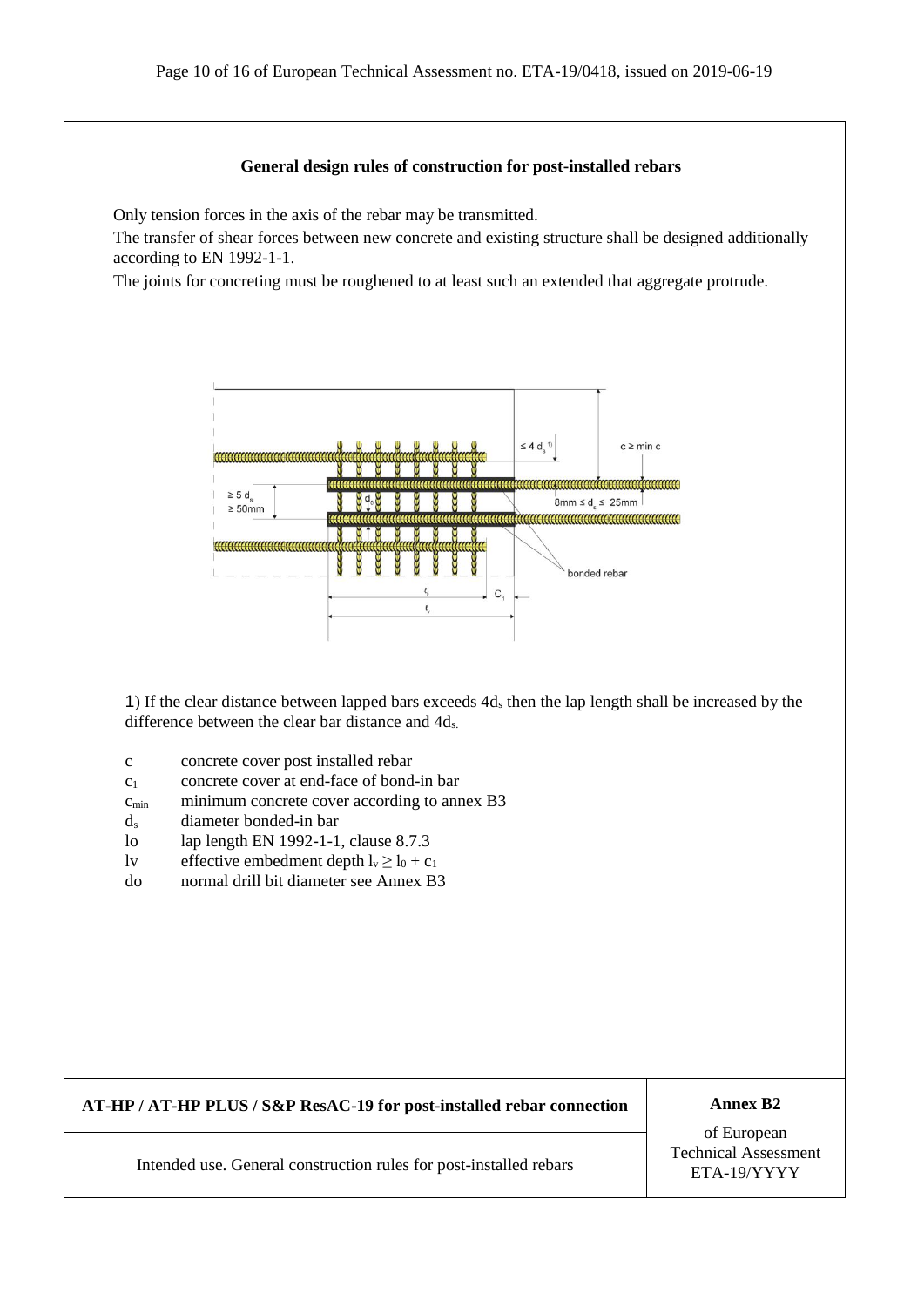**General design rules of construction for post-installed rebars**

Only tension forces in the axis of the rebar may be transmitted.

The transfer of shear forces between new concrete and existing structure shall be designed additionally according to EN 1992-1-1.

The joints for concreting must be roughened to at least such an extended that aggregate protrude.

1) If the clear distance between lapped bars exceeds $4d_s$ then the lap length shall be increased by the difference between the clear bar distance and $4d_s$.

- c  concrete cover post installed rebar
- $c_1$  concrete cover at end-face of bond-in bar
- $c_{min}$  minimum concrete cover according to annex B3
- $d_s$  diameter bonded-in bar
- lo  lap length EN 1992-1-1, clause 8.7.3
- lv  effective embedment depth $l_v \geq l_0 + c_1$
- do  normal drill bit diameter see Annex B3

| AT-HP / AT-HP PLUS / S&P ResAC-19 for post-installed rebar connection | Annex B2 |
| --- | --- |
| Intended use. General construction rules for post-installed rebars | of European Technical Assessment ETA-19/YYYY |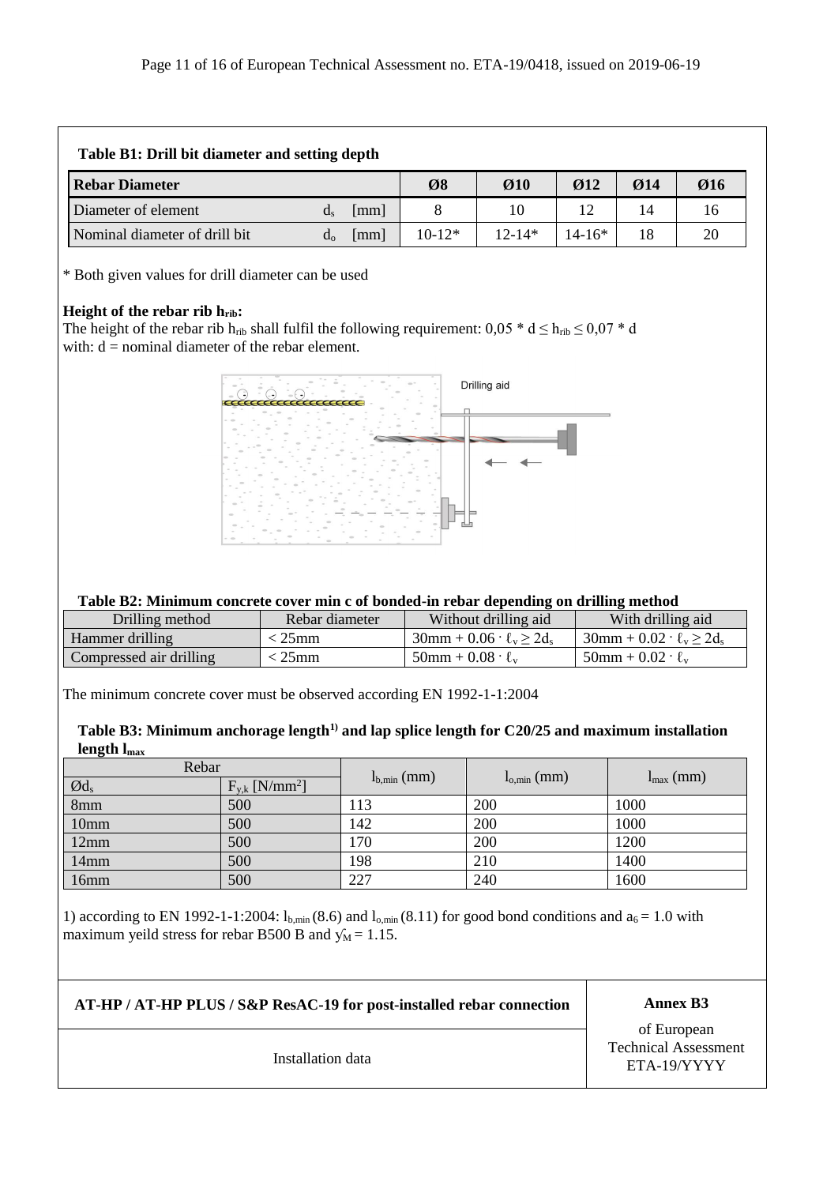**Table B1: Drill bit diameter and setting depth**

| Rebar Diameter | | | Ø8 | Ø10 | Ø12 | Ø14 | Ø16 |
|---|---|---|---|---|---|---|---|
| Diameter of element | $d_s$ | [mm] | 8 | 10 | 12 | 14 | 16 |
| Nominal diameter of drill bit | $d_o$ | [mm] | 10-12* | 12-14* | 14-16* | 18 | 20 |

* Both given values for drill diameter can be used

**Height of the rebar rib $h_{rib}$:**

The height of the rebar rib $h_{rib}$ shall fulfil the following requirement: $0{,}05 * d \leq h_{rib} \leq 0{,}07 * d$
with: d = nominal diameter of the rebar element.

Drilling aid

**Table B2: Minimum concrete cover min c of bonded-in rebar depending on drilling method**

| Drilling method | Rebar diameter | Without drilling aid | With drilling aid |
|---|---|---|---|
| Hammer drilling | < 25mm | $30\text{mm} + 0.06 \cdot \ell_v \geq 2d_s$ | $30\text{mm} + 0.02 \cdot \ell_v \geq 2d_s$ |
| Compressed air drilling | < 25mm | $50\text{mm} + 0.08 \cdot \ell_v$ | $50\text{mm} + 0.02 \cdot \ell_v$ |

The minimum concrete cover must be observed according EN 1992-1-1:2004

**Table B3: Minimum anchorage length[1)] and lap splice length for C20/25 and maximum installation length $l_{max}$**

| Rebar | | $l_{b,min}$ (mm) | $l_{o,min}$ (mm) | $l_{max}$ (mm) |
|---|---|---|---|---|
| $Ød_s$ | $F_{y,k}$ [N/mm²] | | | |
| 8mm | 500 | 113 | 200 | 1000 |
| 10mm | 500 | 142 | 200 | 1000 |
| 12mm | 500 | 170 | 200 | 1200 |
| 14mm | 500 | 198 | 210 | 1400 |
| 16mm | 500 | 227 | 240 | 1600 |

1) according to EN 1992-1-1:2004: $l_{b,min}$ (8.6) and $l_{o,min}$ (8.11) for good bond conditions and $a_6 = 1.0$ with maximum yeild stress for rebar B500 B and $\gamma_M = 1.15$.

| AT-HP / AT-HP PLUS / S&P ResAC-19 for post-installed rebar connection | **Annex B3** |
|---|---|
| Installation data | of European Technical Assessment ETA-19/YYYY |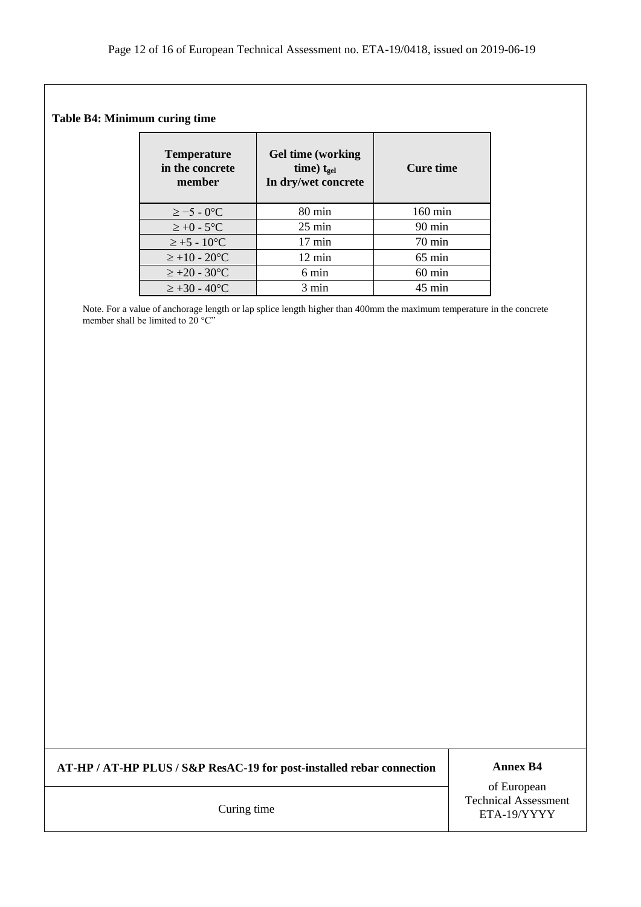**Table B4: Minimum curing time**

| Temperature in the concrete member | Gel time (working time) $t_{gel}$ In dry/wet concrete | Cure time |
|---|---|---|
| ≥ −5 - 0°C | 80 min | 160 min |
| ≥ +0 - 5°C | 25 min | 90 min |
| ≥ +5 - 10°C | 17 min | 70 min |
| ≥ +10 - 20°C | 12 min | 65 min |
| ≥ +20 - 30°C | 6 min | 60 min |
| ≥ +30 - 40°C | 3 min | 45 min |

Note. For a value of anchorage length or lap splice length higher than 400mm the maximum temperature in the concrete member shall be limited to 20 °C"

| AT-HP / AT-HP PLUS / S&P ResAC-19 for post-installed rebar connection | Annex B4 |
|---|---|
| Curing time | of European Technical Assessment ETA-19/YYYY |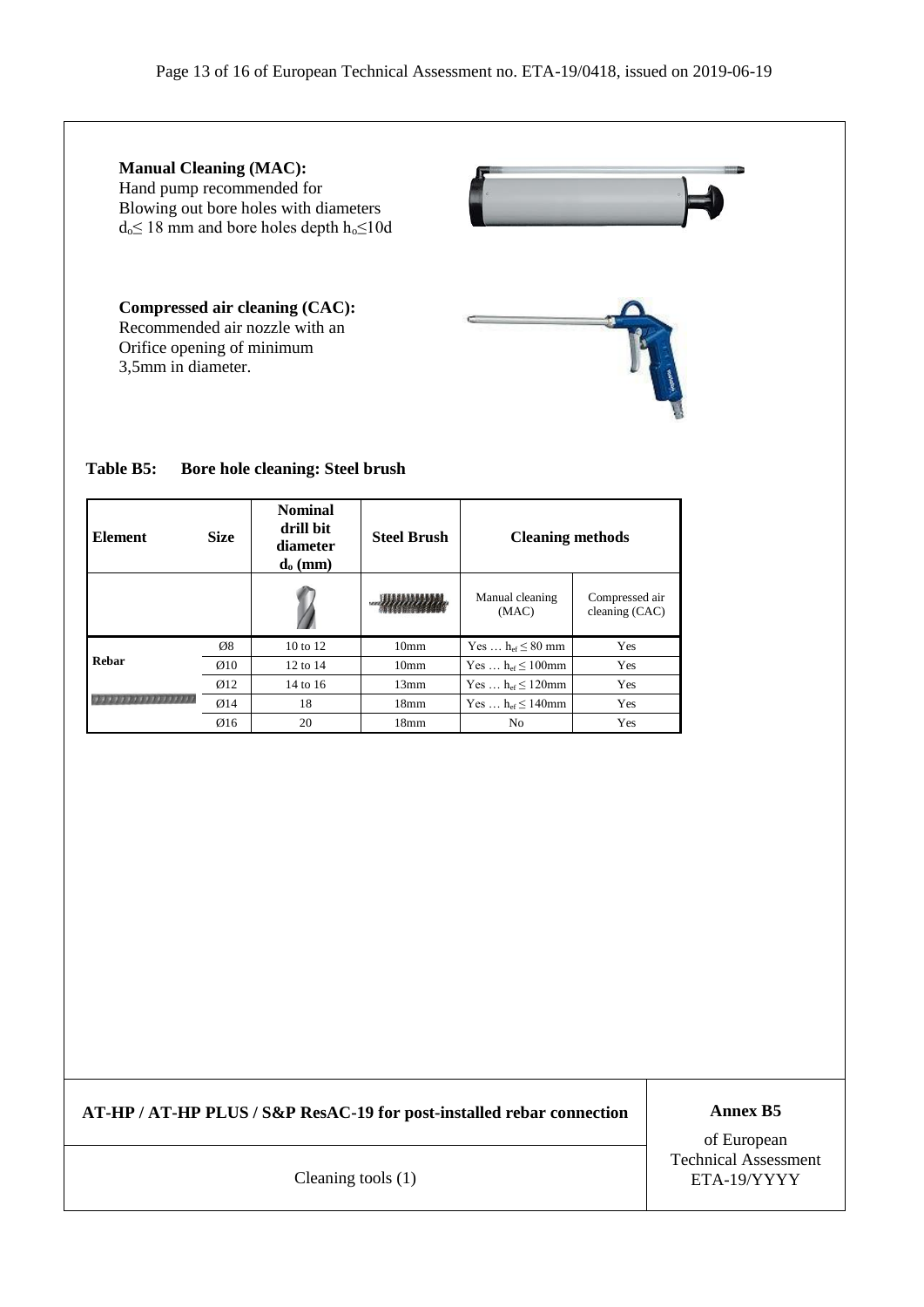**Manual Cleaning (MAC):**
Hand pump recommended for
Blowing out bore holes with diameters
$d_o \leq 18$ mm and bore holes depth $h_o \leq 10d$

**Compressed air cleaning (CAC):**
Recommended air nozzle with an
Orifice opening of minimum
3,5mm in diameter.

**Table B5: Bore hole cleaning: Steel brush**

| Element | Size | Nominal drill bit diameter $d_o$ (mm) | Steel Brush | Cleaning methods | |
|---|---|---|---|---|---|
| | | | | Manual cleaning (MAC) | Compressed air cleaning (CAC) |
| Rebar | Ø8 | 10 to 12 | 10mm | Yes … $h_{ef} \leq 80$ mm | Yes |
| | Ø10 | 12 to 14 | 10mm | Yes … $h_{ef} \leq 100$mm | Yes |
| | Ø12 | 14 to 16 | 13mm | Yes … $h_{ef} \leq 120$mm | Yes |
| | Ø14 | 18 | 18mm | Yes … $h_{ef} \leq 140$mm | Yes |
| | Ø16 | 20 | 18mm | No | Yes |

| AT-HP / AT-HP PLUS / S&P ResAC-19 for post-installed rebar connection | Annex B5 of European Technical Assessment ETA-19/YYYY |
|---|---|
| Cleaning tools (1) | |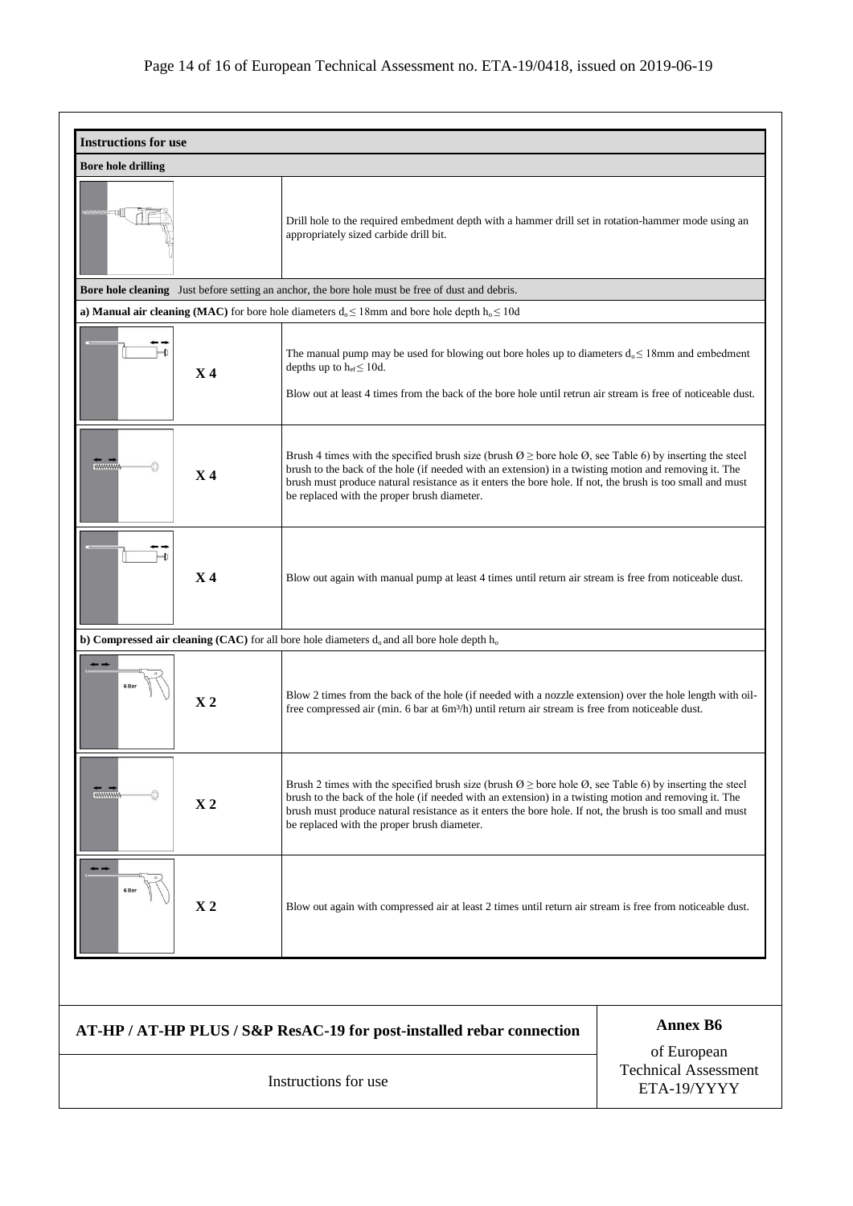## Instructions for use

### Bore hole drilling

| | |
|---|---|
| | Drill hole to the required embedment depth with a hammer drill set in rotation-hammer mode using an appropriately sized carbide drill bit. |

### Bore hole cleaning

Just before setting an anchor, the bore hole must be free of dust and debris.

**a) Manual air cleaning (MAC)** for bore hole diameters $d_o \leq 18$mm and bore hole depth $h_o \leq 10d$

| | |
|---|---|
| **X 4** | The manual pump may be used for blowing out bore holes up to diameters $d_o \leq 18$mm and embedment depths up to $h_{ef} \leq 10d$.<br><br>Blow out at least 4 times from the back of the bore hole until retrun air stream is free of noticeable dust. |
| **X 4** | Brush 4 times with the specified brush size (brush Ø ≥ bore hole Ø, see Table 6) by inserting the steel brush to the back of the hole (if needed with an extension) in a twisting motion and removing it. The brush must produce natural resistance as it enters the bore hole. If not, the brush is too small and must be replaced with the proper brush diameter. |
| **X 4** | Blow out again with manual pump at least 4 times until return air stream is free from noticeable dust. |

**b) Compressed air cleaning (CAC)** for all bore hole diameters $d_o$ and all bore hole depth $h_o$

| | |
|---|---|
| **X 2** | Blow 2 times from the back of the hole (if needed with a nozzle extension) over the hole length with oil-free compressed air (min. 6 bar at 6m³/h) until return air stream is free from noticeable dust. |
| **X 2** | Brush 2 times with the specified brush size (brush Ø ≥ bore hole Ø, see Table 6) by inserting the steel brush to the back of the hole (if needed with an extension) in a twisting motion and removing it. The brush must produce natural resistance as it enters the bore hole. If not, the brush is too small and must be replaced with the proper brush diameter. |
| **X 2** | Blow out again with compressed air at least 2 times until return air stream is free from noticeable dust. |

| | |
|---|---|
| **AT-HP / AT-HP PLUS / S&P ResAC-19 for post-installed rebar connection** | **Annex B6** of European Technical Assessment ETA-19/YYYY |
| Instructions for use | |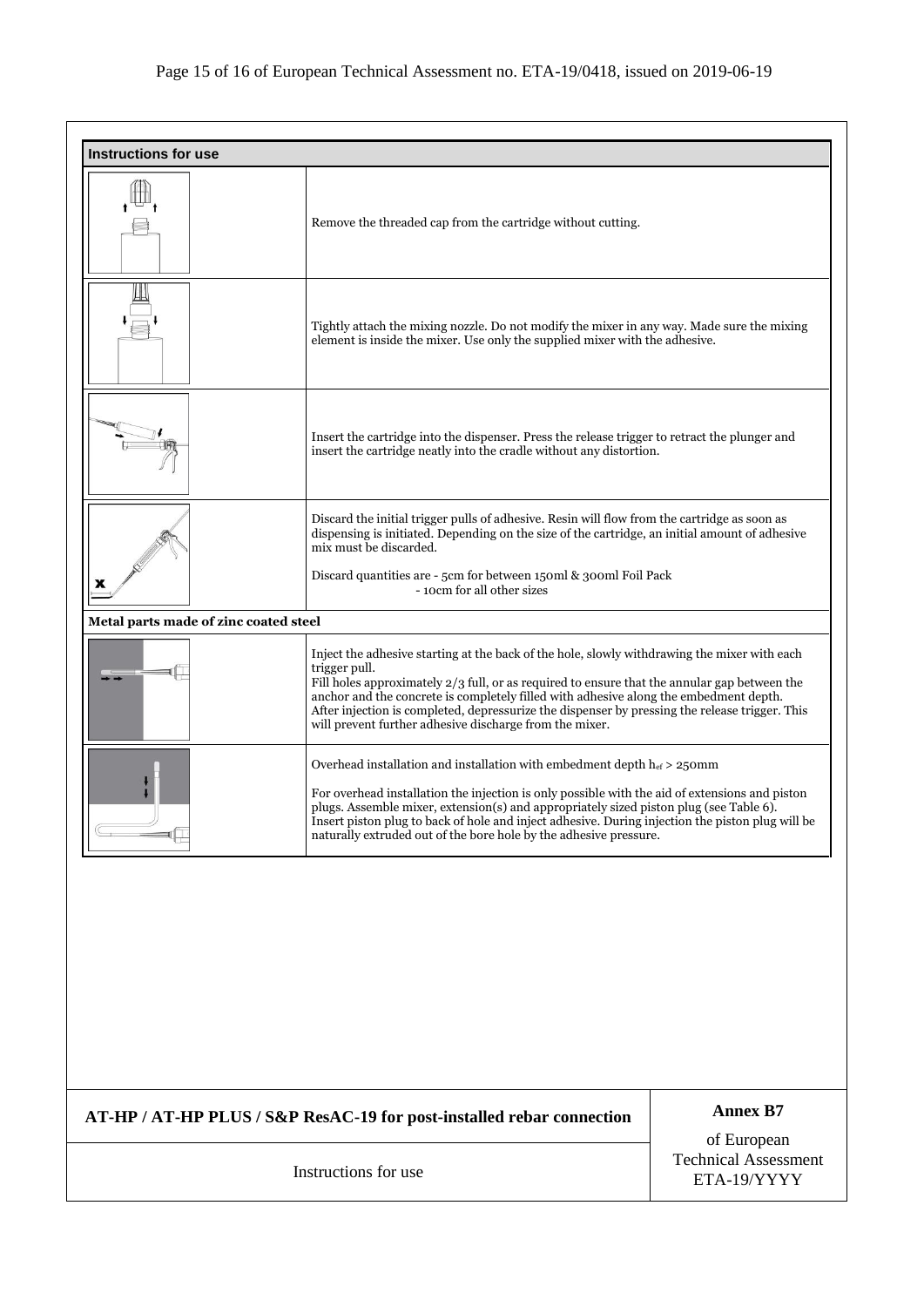## Instructions for use

| | |
|---|---|
| | Remove the threaded cap from the cartridge without cutting. |
| | Tightly attach the mixing nozzle. Do not modify the mixer in any way. Made sure the mixing element is inside the mixer. Use only the supplied mixer with the adhesive. |
| | Insert the cartridge into the dispenser. Press the release trigger to retract the plunger and insert the cartridge neatly into the cradle without any distortion. |
| x | Discard the initial trigger pulls of adhesive. Resin will flow from the cartridge as soon as dispensing is initiated. Depending on the size of the cartridge, an initial amount of adhesive mix must be discarded.<br><br>Discard quantities are - 5cm for between 150ml & 300ml Foil Pack<br>- 10cm for all other sizes |
| **Metal parts made of zinc coated steel** | |
| | Inject the adhesive starting at the back of the hole, slowly withdrawing the mixer with each trigger pull.<br>Fill holes approximately 2/3 full, or as required to ensure that the annular gap between the anchor and the concrete is completely filled with adhesive along the embedment depth.<br>After injection is completed, depressurize the dispenser by pressing the release trigger. This will prevent further adhesive discharge from the mixer. |
| | Overhead installation and installation with embedment depth $h_{ef} > 250$mm<br><br>For overhead installation the injection is only possible with the aid of extensions and piston plugs. Assemble mixer, extension(s) and appropriately sized piston plug (see Table 6).<br>Insert piston plug to back of hole and inject adhesive. During injection the piston plug will be naturally extruded out of the bore hole by the adhesive pressure. |

| AT-HP / AT-HP PLUS / S&P ResAC-19 for post-installed rebar connection | Annex B7 |
|---|---|
| Instructions for use | of European Technical Assessment ETA-19/YYYY |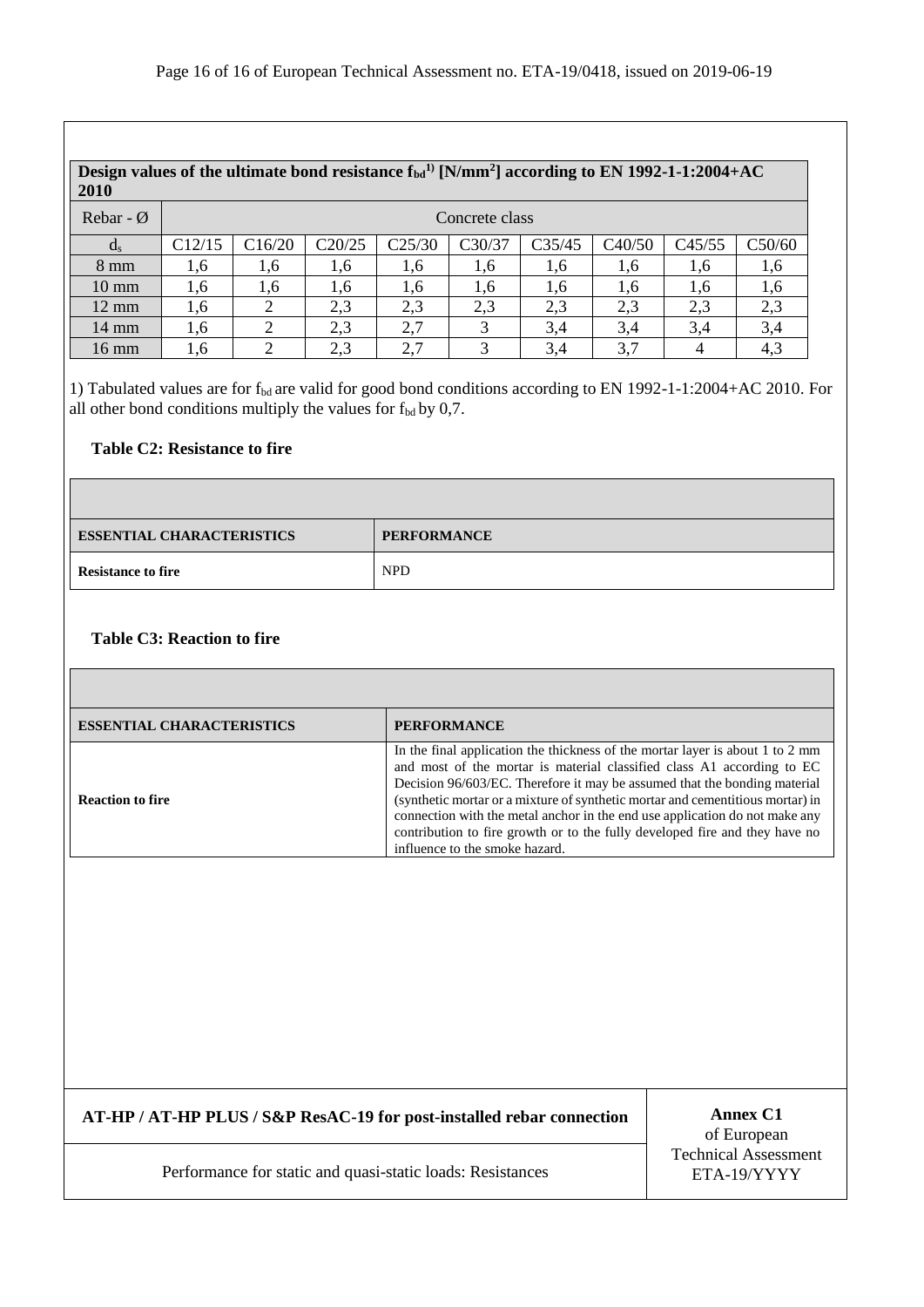**Design values of the ultimate bond resistance $f_{bd}$[1)] [N/mm$^2$] according to EN 1992-1-1:2004+AC 2010**

| Rebar - Ø | Concrete class | | | | | | | | |
|---|---|---|---|---|---|---|---|---|---|
| $d_s$ | C12/15 | C16/20 | C20/25 | C25/30 | C30/37 | C35/45 | C40/50 | C45/55 | C50/60 |
| 8 mm | 1,6 | 1,6 | 1,6 | 1,6 | 1,6 | 1,6 | 1,6 | 1,6 | 1,6 |
| 10 mm | 1,6 | 1,6 | 1,6 | 1,6 | 1,6 | 1,6 | 1,6 | 1,6 | 1,6 |
| 12 mm | 1,6 | 2 | 2,3 | 2,3 | 2,3 | 2,3 | 2,3 | 2,3 | 2,3 |
| 14 mm | 1,6 | 2 | 2,3 | 2,7 | 3 | 3,4 | 3,4 | 3,4 | 3,4 |
| 16 mm | 1,6 | 2 | 2,3 | 2,7 | 3 | 3,4 | 3,7 | 4 | 4,3 |

1) Tabulated values are for $f_{bd}$ are valid for good bond conditions according to EN 1992-1-1:2004+AC 2010. For all other bond conditions multiply the values for $f_{bd}$ by 0,7.

**Table C2: Resistance to fire**

| ESSENTIAL CHARACTERISTICS | PERFORMANCE |
|---|---|
| **Resistance to fire** | NPD |

**Table C3: Reaction to fire**

| ESSENTIAL CHARACTERISTICS | PERFORMANCE |
|---|---|
| **Reaction to fire** | In the final application the thickness of the mortar layer is about 1 to 2 mm and most of the mortar is material classified class A1 according to EC Decision 96/603/EC. Therefore it may be assumed that the bonding material (synthetic mortar or a mixture of synthetic mortar and cementitious mortar) in connection with the metal anchor in the end use application do not make any contribution to fire growth or to the fully developed fire and they have no influence to the smoke hazard. |

| AT-HP / AT-HP PLUS / S&P ResAC-19 for post-installed rebar connection | Annex C1 of European Technical Assessment ETA-19/YYYY |
|---|---|
| Performance for static and quasi-static loads: Resistances | |